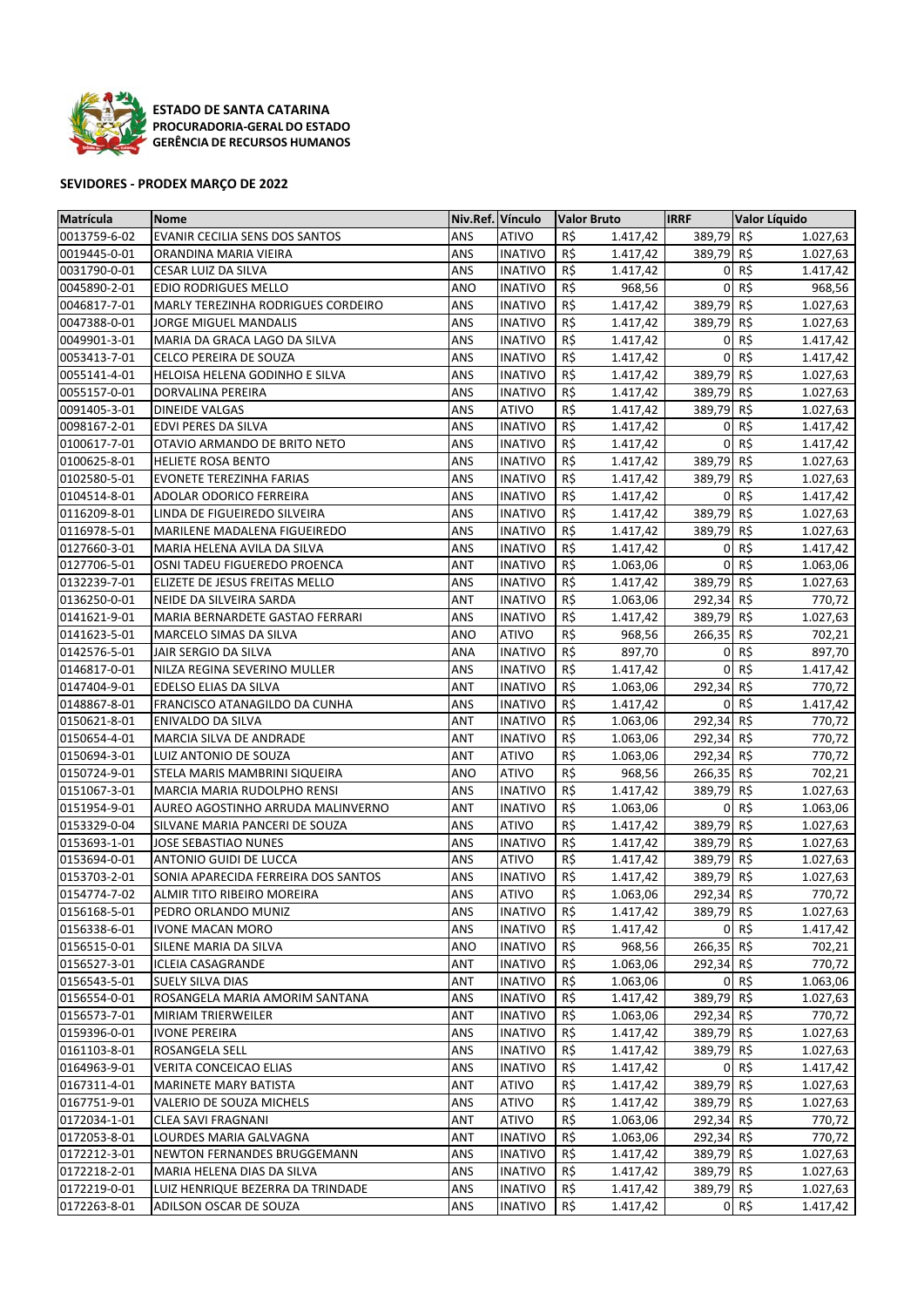**ESTADO DE SANTA CATARINA**
**PROCURADORIA-GERAL DO ESTADO**
**GERÊNCIA DE RECURSOS HUMANOS**

**SEVIDORES - PRODEX MARÇO DE 2022**

| Matrícula | Nome | Niv.Ref. | Vínculo | Valor Bruto | IRRF | Valor Líquido |
|---|---|---|---|---|---|---|
| 0013759-6-02 | EVANIR CECILIA SENS DOS SANTOS | ANS | ATIVO | R$ 1.417,42 | 389,79 | R$ 1.027,63 |
| 0019445-0-01 | ORANDINA MARIA VIEIRA | ANS | INATIVO | R$ 1.417,42 | 389,79 | R$ 1.027,63 |
| 0031790-0-01 | CESAR LUIZ DA SILVA | ANS | INATIVO | R$ 1.417,42 | 0 | R$ 1.417,42 |
| 0045890-2-01 | EDIO RODRIGUES MELLO | ANO | INATIVO | R$ 968,56 | 0 | R$ 968,56 |
| 0046817-7-01 | MARLY TEREZINHA RODRIGUES CORDEIRO | ANS | INATIVO | R$ 1.417,42 | 389,79 | R$ 1.027,63 |
| 0047388-0-01 | JORGE MIGUEL MANDALIS | ANS | INATIVO | R$ 1.417,42 | 389,79 | R$ 1.027,63 |
| 0049901-3-01 | MARIA DA GRACA LAGO DA SILVA | ANS | INATIVO | R$ 1.417,42 | 0 | R$ 1.417,42 |
| 0053413-7-01 | CELCO PEREIRA DE SOUZA | ANS | INATIVO | R$ 1.417,42 | 0 | R$ 1.417,42 |
| 0055141-4-01 | HELOISA HELENA GODINHO E SILVA | ANS | INATIVO | R$ 1.417,42 | 389,79 | R$ 1.027,63 |
| 0055157-0-01 | DORVALINA PEREIRA | ANS | INATIVO | R$ 1.417,42 | 389,79 | R$ 1.027,63 |
| 0091405-3-01 | DINEIDE VALGAS | ANS | ATIVO | R$ 1.417,42 | 389,79 | R$ 1.027,63 |
| 0098167-2-01 | EDVI PERES DA SILVA | ANS | INATIVO | R$ 1.417,42 | 0 | R$ 1.417,42 |
| 0100617-7-01 | OTAVIO ARMANDO DE BRITO NETO | ANS | INATIVO | R$ 1.417,42 | 0 | R$ 1.417,42 |
| 0100625-8-01 | HELIETE ROSA BENTO | ANS | INATIVO | R$ 1.417,42 | 389,79 | R$ 1.027,63 |
| 0102580-5-01 | EVONETE TEREZINHA FARIAS | ANS | INATIVO | R$ 1.417,42 | 389,79 | R$ 1.027,63 |
| 0104514-8-01 | ADOLAR ODORICO FERREIRA | ANS | INATIVO | R$ 1.417,42 | 0 | R$ 1.417,42 |
| 0116209-8-01 | LINDA DE FIGUEIREDO SILVEIRA | ANS | INATIVO | R$ 1.417,42 | 389,79 | R$ 1.027,63 |
| 0116978-5-01 | MARILENE MADALENA FIGUEIREDO | ANS | INATIVO | R$ 1.417,42 | 389,79 | R$ 1.027,63 |
| 0127660-3-01 | MARIA HELENA AVILA DA SILVA | ANS | INATIVO | R$ 1.417,42 | 0 | R$ 1.417,42 |
| 0127706-5-01 | OSNI TADEU FIGUEREDO PROENCA | ANT | INATIVO | R$ 1.063,06 | 0 | R$ 1.063,06 |
| 0132239-7-01 | ELIZETE DE JESUS FREITAS MELLO | ANS | INATIVO | R$ 1.417,42 | 389,79 | R$ 1.027,63 |
| 0136250-0-01 | NEIDE DA SILVEIRA SARDA | ANT | INATIVO | R$ 1.063,06 | 292,34 | R$ 770,72 |
| 0141621-9-01 | MARIA BERNARDETE GASTAO FERRARI | ANS | INATIVO | R$ 1.417,42 | 389,79 | R$ 1.027,63 |
| 0141623-5-01 | MARCELO SIMAS DA SILVA | ANO | ATIVO | R$ 968,56 | 266,35 | R$ 702,21 |
| 0142576-5-01 | JAIR SERGIO DA SILVA | ANA | INATIVO | R$ 897,70 | 0 | R$ 897,70 |
| 0146817-0-01 | NILZA REGINA SEVERINO MULLER | ANS | INATIVO | R$ 1.417,42 | 0 | R$ 1.417,42 |
| 0147404-9-01 | EDELSO ELIAS DA SILVA | ANT | INATIVO | R$ 1.063,06 | 292,34 | R$ 770,72 |
| 0148867-8-01 | FRANCISCO ATANAGILDO DA CUNHA | ANS | INATIVO | R$ 1.417,42 | 0 | R$ 1.417,42 |
| 0150621-8-01 | ENIVALDO DA SILVA | ANT | INATIVO | R$ 1.063,06 | 292,34 | R$ 770,72 |
| 0150654-4-01 | MARCIA SILVA DE ANDRADE | ANT | INATIVO | R$ 1.063,06 | 292,34 | R$ 770,72 |
| 0150694-3-01 | LUIZ ANTONIO DE SOUZA | ANT | ATIVO | R$ 1.063,06 | 292,34 | R$ 770,72 |
| 0150724-9-01 | STELA MARIS MAMBRINI SIQUEIRA | ANO | ATIVO | R$ 968,56 | 266,35 | R$ 702,21 |
| 0151067-3-01 | MARCIA MARIA RUDOLPHO RENSI | ANS | INATIVO | R$ 1.417,42 | 389,79 | R$ 1.027,63 |
| 0151954-9-01 | AUREO AGOSTINHO ARRUDA MALINVERNO | ANT | INATIVO | R$ 1.063,06 | 0 | R$ 1.063,06 |
| 0153329-0-04 | SILVANE MARIA PANCERI DE SOUZA | ANS | ATIVO | R$ 1.417,42 | 389,79 | R$ 1.027,63 |
| 0153693-1-01 | JOSE SEBASTIAO NUNES | ANS | INATIVO | R$ 1.417,42 | 389,79 | R$ 1.027,63 |
| 0153694-0-01 | ANTONIO GUIDI DE LUCCA | ANS | ATIVO | R$ 1.417,42 | 389,79 | R$ 1.027,63 |
| 0153703-2-01 | SONIA APARECIDA FERREIRA DOS SANTOS | ANS | INATIVO | R$ 1.417,42 | 389,79 | R$ 1.027,63 |
| 0154774-7-02 | ALMIR TITO RIBEIRO MOREIRA | ANS | ATIVO | R$ 1.063,06 | 292,34 | R$ 770,72 |
| 0156168-5-01 | PEDRO ORLANDO MUNIZ | ANS | INATIVO | R$ 1.417,42 | 389,79 | R$ 1.027,63 |
| 0156338-6-01 | IVONE MACAN MORO | ANS | INATIVO | R$ 1.417,42 | 0 | R$ 1.417,42 |
| 0156515-0-01 | SILENE MARIA DA SILVA | ANO | INATIVO | R$ 968,56 | 266,35 | R$ 702,21 |
| 0156527-3-01 | ICLEIA CASAGRANDE | ANT | INATIVO | R$ 1.063,06 | 292,34 | R$ 770,72 |
| 0156543-5-01 | SUELY SILVA DIAS | ANT | INATIVO | R$ 1.063,06 | 0 | R$ 1.063,06 |
| 0156554-0-01 | ROSANGELA MARIA AMORIM SANTANA | ANS | INATIVO | R$ 1.417,42 | 389,79 | R$ 1.027,63 |
| 0156573-7-01 | MIRIAM TRIERWEILER | ANT | INATIVO | R$ 1.063,06 | 292,34 | R$ 770,72 |
| 0159396-0-01 | IVONE PEREIRA | ANS | INATIVO | R$ 1.417,42 | 389,79 | R$ 1.027,63 |
| 0161103-8-01 | ROSANGELA SELL | ANS | INATIVO | R$ 1.417,42 | 389,79 | R$ 1.027,63 |
| 0164963-9-01 | VERITA CONCEICAO ELIAS | ANS | INATIVO | R$ 1.417,42 | 0 | R$ 1.417,42 |
| 0167311-4-01 | MARINETE MARY BATISTA | ANT | ATIVO | R$ 1.417,42 | 389,79 | R$ 1.027,63 |
| 0167751-9-01 | VALERIO DE SOUZA MICHELS | ANS | ATIVO | R$ 1.417,42 | 389,79 | R$ 1.027,63 |
| 0172034-1-01 | CLEA SAVI FRAGNANI | ANT | ATIVO | R$ 1.063,06 | 292,34 | R$ 770,72 |
| 0172053-8-01 | LOURDES MARIA GALVAGNA | ANT | INATIVO | R$ 1.063,06 | 292,34 | R$ 770,72 |
| 0172212-3-01 | NEWTON FERNANDES BRUGGEMANN | ANS | INATIVO | R$ 1.417,42 | 389,79 | R$ 1.027,63 |
| 0172218-2-01 | MARIA HELENA DIAS DA SILVA | ANS | INATIVO | R$ 1.417,42 | 389,79 | R$ 1.027,63 |
| 0172219-0-01 | LUIZ HENRIQUE BEZERRA DA TRINDADE | ANS | INATIVO | R$ 1.417,42 | 389,79 | R$ 1.027,63 |
| 0172263-8-01 | ADILSON OSCAR DE SOUZA | ANS | INATIVO | R$ 1.417,42 | 0 | R$ 1.417,42 |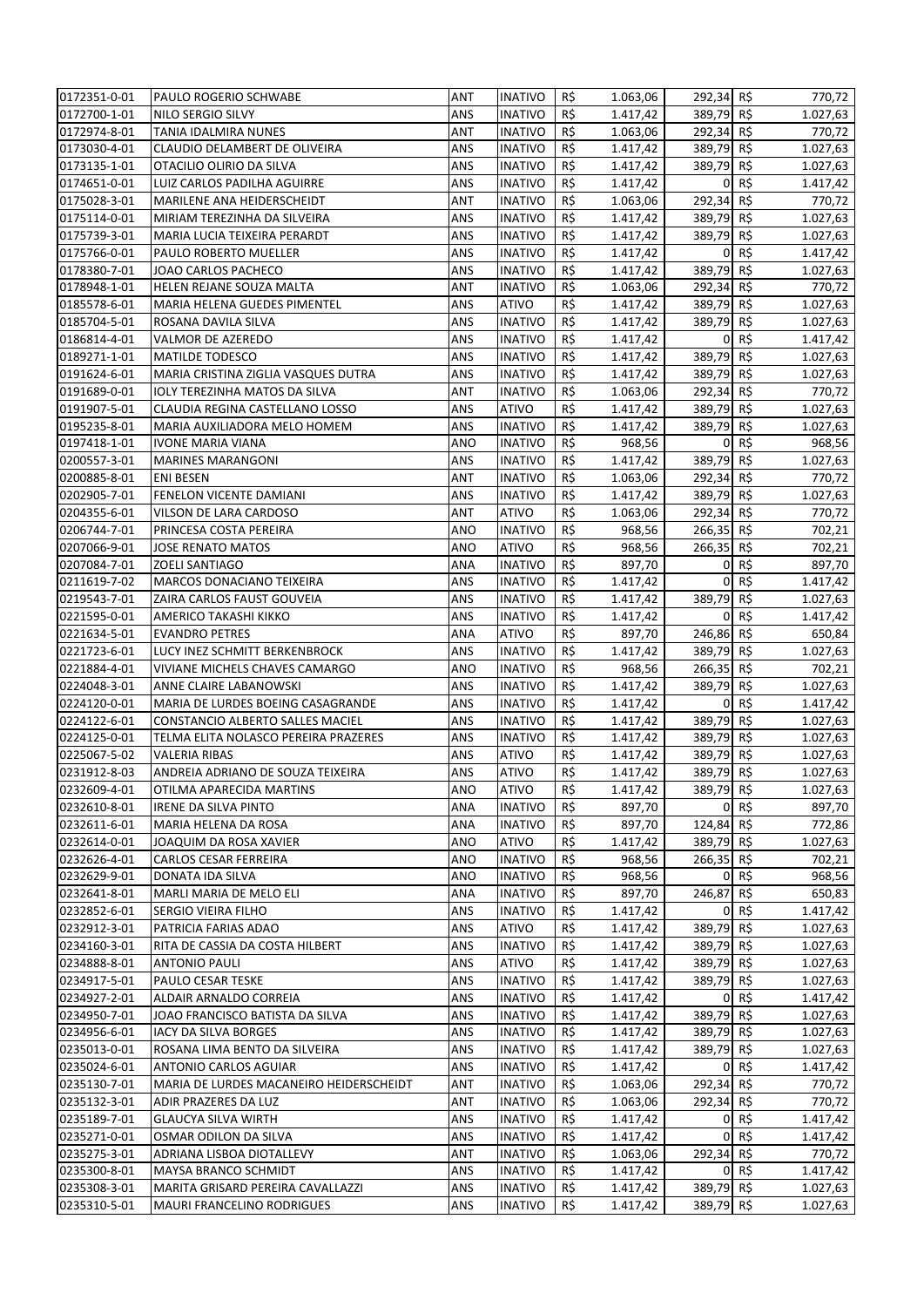| | | | | | | | | |
|---|---|---|---|---|---|---|---|---|
| 0172351-0-01 | PAULO ROGERIO SCHWABE | ANT | INATIVO | R$ | 1.063,06 | 292,34 | R$ | 770,72 |
| 0172700-1-01 | NILO SERGIO SILVY | ANS | INATIVO | R$ | 1.417,42 | 389,79 | R$ | 1.027,63 |
| 0172974-8-01 | TANIA IDALMIRA NUNES | ANT | INATIVO | R$ | 1.063,06 | 292,34 | R$ | 770,72 |
| 0173030-4-01 | CLAUDIO DELAMBERT DE OLIVEIRA | ANS | INATIVO | R$ | 1.417,42 | 389,79 | R$ | 1.027,63 |
| 0173135-1-01 | OTACILIO OLIRIO DA SILVA | ANS | INATIVO | R$ | 1.417,42 | 389,79 | R$ | 1.027,63 |
| 0174651-0-01 | LUIZ CARLOS PADILHA AGUIRRE | ANS | INATIVO | R$ | 1.417,42 | 0 | R$ | 1.417,42 |
| 0175028-3-01 | MARILENE ANA HEIDERSCHEIDT | ANT | INATIVO | R$ | 1.063,06 | 292,34 | R$ | 770,72 |
| 0175114-0-01 | MIRIAM TEREZINHA DA SILVEIRA | ANS | INATIVO | R$ | 1.417,42 | 389,79 | R$ | 1.027,63 |
| 0175739-3-01 | MARIA LUCIA TEIXEIRA PERARDT | ANS | INATIVO | R$ | 1.417,42 | 389,79 | R$ | 1.027,63 |
| 0175766-0-01 | PAULO ROBERTO MUELLER | ANS | INATIVO | R$ | 1.417,42 | 0 | R$ | 1.417,42 |
| 0178380-7-01 | JOAO CARLOS PACHECO | ANS | INATIVO | R$ | 1.417,42 | 389,79 | R$ | 1.027,63 |
| 0178948-1-01 | HELEN REJANE SOUZA MALTA | ANT | INATIVO | R$ | 1.063,06 | 292,34 | R$ | 770,72 |
| 0185578-6-01 | MARIA HELENA GUEDES PIMENTEL | ANS | ATIVO | R$ | 1.417,42 | 389,79 | R$ | 1.027,63 |
| 0185704-5-01 | ROSANA DAVILA SILVA | ANS | INATIVO | R$ | 1.417,42 | 389,79 | R$ | 1.027,63 |
| 0186814-4-01 | VALMOR DE AZEREDO | ANS | INATIVO | R$ | 1.417,42 | 0 | R$ | 1.417,42 |
| 0189271-1-01 | MATILDE TODESCO | ANS | INATIVO | R$ | 1.417,42 | 389,79 | R$ | 1.027,63 |
| 0191624-6-01 | MARIA CRISTINA ZIGLIA VASQUES DUTRA | ANS | INATIVO | R$ | 1.417,42 | 389,79 | R$ | 1.027,63 |
| 0191689-0-01 | IOLY TEREZINHA MATOS DA SILVA | ANT | INATIVO | R$ | 1.063,06 | 292,34 | R$ | 770,72 |
| 0191907-5-01 | CLAUDIA REGINA CASTELLANO LOSSO | ANS | ATIVO | R$ | 1.417,42 | 389,79 | R$ | 1.027,63 |
| 0195235-8-01 | MARIA AUXILIADORA MELO HOMEM | ANS | INATIVO | R$ | 1.417,42 | 389,79 | R$ | 1.027,63 |
| 0197418-1-01 | IVONE MARIA VIANA | ANO | INATIVO | R$ | 968,56 | 0 | R$ | 968,56 |
| 0200557-3-01 | MARINES MARANGONI | ANS | INATIVO | R$ | 1.417,42 | 389,79 | R$ | 1.027,63 |
| 0200885-8-01 | ENI BESEN | ANT | INATIVO | R$ | 1.063,06 | 292,34 | R$ | 770,72 |
| 0202905-7-01 | FENELON VICENTE DAMIANI | ANS | INATIVO | R$ | 1.417,42 | 389,79 | R$ | 1.027,63 |
| 0204355-6-01 | VILSON DE LARA CARDOSO | ANT | ATIVO | R$ | 1.063,06 | 292,34 | R$ | 770,72 |
| 0206744-7-01 | PRINCESA COSTA PEREIRA | ANO | INATIVO | R$ | 968,56 | 266,35 | R$ | 702,21 |
| 0207066-9-01 | JOSE RENATO MATOS | ANO | ATIVO | R$ | 968,56 | 266,35 | R$ | 702,21 |
| 0207084-7-01 | ZOELI SANTIAGO | ANA | INATIVO | R$ | 897,70 | 0 | R$ | 897,70 |
| 0211619-7-02 | MARCOS DONACIANO TEIXEIRA | ANS | INATIVO | R$ | 1.417,42 | 0 | R$ | 1.417,42 |
| 0219543-7-01 | ZAIRA CARLOS FAUST GOUVEIA | ANS | INATIVO | R$ | 1.417,42 | 389,79 | R$ | 1.027,63 |
| 0221595-0-01 | AMERICO TAKASHI KIKKO | ANS | INATIVO | R$ | 1.417,42 | 0 | R$ | 1.417,42 |
| 0221634-5-01 | EVANDRO PETRES | ANA | ATIVO | R$ | 897,70 | 246,86 | R$ | 650,84 |
| 0221723-6-01 | LUCY INEZ SCHMITT BERKENBROCK | ANS | INATIVO | R$ | 1.417,42 | 389,79 | R$ | 1.027,63 |
| 0221884-4-01 | VIVIANE MICHELS CHAVES CAMARGO | ANO | INATIVO | R$ | 968,56 | 266,35 | R$ | 702,21 |
| 0224048-3-01 | ANNE CLAIRE LABANOWSKI | ANS | INATIVO | R$ | 1.417,42 | 389,79 | R$ | 1.027,63 |
| 0224120-0-01 | MARIA DE LURDES BOEING CASAGRANDE | ANS | INATIVO | R$ | 1.417,42 | 0 | R$ | 1.417,42 |
| 0224122-6-01 | CONSTANCIO ALBERTO SALLES MACIEL | ANS | INATIVO | R$ | 1.417,42 | 389,79 | R$ | 1.027,63 |
| 0224125-0-01 | TELMA ELITA NOLASCO PEREIRA PRAZERES | ANS | INATIVO | R$ | 1.417,42 | 389,79 | R$ | 1.027,63 |
| 0225067-5-02 | VALERIA RIBAS | ANS | ATIVO | R$ | 1.417,42 | 389,79 | R$ | 1.027,63 |
| 0231912-8-03 | ANDREIA ADRIANO DE SOUZA TEIXEIRA | ANS | ATIVO | R$ | 1.417,42 | 389,79 | R$ | 1.027,63 |
| 0232609-4-01 | OTILMA APARECIDA MARTINS | ANO | ATIVO | R$ | 1.417,42 | 389,79 | R$ | 1.027,63 |
| 0232610-8-01 | IRENE DA SILVA PINTO | ANA | INATIVO | R$ | 897,70 | 0 | R$ | 897,70 |
| 0232611-6-01 | MARIA HELENA DA ROSA | ANA | INATIVO | R$ | 897,70 | 124,84 | R$ | 772,86 |
| 0232614-0-01 | JOAQUIM DA ROSA XAVIER | ANO | ATIVO | R$ | 1.417,42 | 389,79 | R$ | 1.027,63 |
| 0232626-4-01 | CARLOS CESAR FERREIRA | ANO | INATIVO | R$ | 968,56 | 266,35 | R$ | 702,21 |
| 0232629-9-01 | DONATA IDA SILVA | ANO | INATIVO | R$ | 968,56 | 0 | R$ | 968,56 |
| 0232641-8-01 | MARLI MARIA DE MELO ELI | ANA | INATIVO | R$ | 897,70 | 246,87 | R$ | 650,83 |
| 0232852-6-01 | SERGIO VIEIRA FILHO | ANS | INATIVO | R$ | 1.417,42 | 0 | R$ | 1.417,42 |
| 0232912-3-01 | PATRICIA FARIAS ADAO | ANS | ATIVO | R$ | 1.417,42 | 389,79 | R$ | 1.027,63 |
| 0234160-3-01 | RITA DE CASSIA DA COSTA HILBERT | ANS | INATIVO | R$ | 1.417,42 | 389,79 | R$ | 1.027,63 |
| 0234888-8-01 | ANTONIO PAULI | ANS | ATIVO | R$ | 1.417,42 | 389,79 | R$ | 1.027,63 |
| 0234917-5-01 | PAULO CESAR TESKE | ANS | INATIVO | R$ | 1.417,42 | 389,79 | R$ | 1.027,63 |
| 0234927-2-01 | ALDAIR ARNALDO CORREIA | ANS | INATIVO | R$ | 1.417,42 | 0 | R$ | 1.417,42 |
| 0234950-7-01 | JOAO FRANCISCO BATISTA DA SILVA | ANS | INATIVO | R$ | 1.417,42 | 389,79 | R$ | 1.027,63 |
| 0234956-6-01 | IACY DA SILVA BORGES | ANS | INATIVO | R$ | 1.417,42 | 389,79 | R$ | 1.027,63 |
| 0235013-0-01 | ROSANA LIMA BENTO DA SILVEIRA | ANS | INATIVO | R$ | 1.417,42 | 389,79 | R$ | 1.027,63 |
| 0235024-6-01 | ANTONIO CARLOS AGUIAR | ANS | INATIVO | R$ | 1.417,42 | 0 | R$ | 1.417,42 |
| 0235130-7-01 | MARIA DE LURDES MACANEIRO HEIDERSCHEIDT | ANT | INATIVO | R$ | 1.063,06 | 292,34 | R$ | 770,72 |
| 0235132-3-01 | ADIR PRAZERES DA LUZ | ANT | INATIVO | R$ | 1.063,06 | 292,34 | R$ | 770,72 |
| 0235189-7-01 | GLAUCYA SILVA WIRTH | ANS | INATIVO | R$ | 1.417,42 | 0 | R$ | 1.417,42 |
| 0235271-0-01 | OSMAR ODILON DA SILVA | ANS | INATIVO | R$ | 1.417,42 | 0 | R$ | 1.417,42 |
| 0235275-3-01 | ADRIANA LISBOA DIOTALLEVY | ANT | INATIVO | R$ | 1.063,06 | 292,34 | R$ | 770,72 |
| 0235300-8-01 | MAYSA BRANCO SCHMIDT | ANS | INATIVO | R$ | 1.417,42 | 0 | R$ | 1.417,42 |
| 0235308-3-01 | MARITA GRISARD PEREIRA CAVALLAZZI | ANS | INATIVO | R$ | 1.417,42 | 389,79 | R$ | 1.027,63 |
| 0235310-5-01 | MAURI FRANCELINO RODRIGUES | ANS | INATIVO | R$ | 1.417,42 | 389,79 | R$ | 1.027,63 |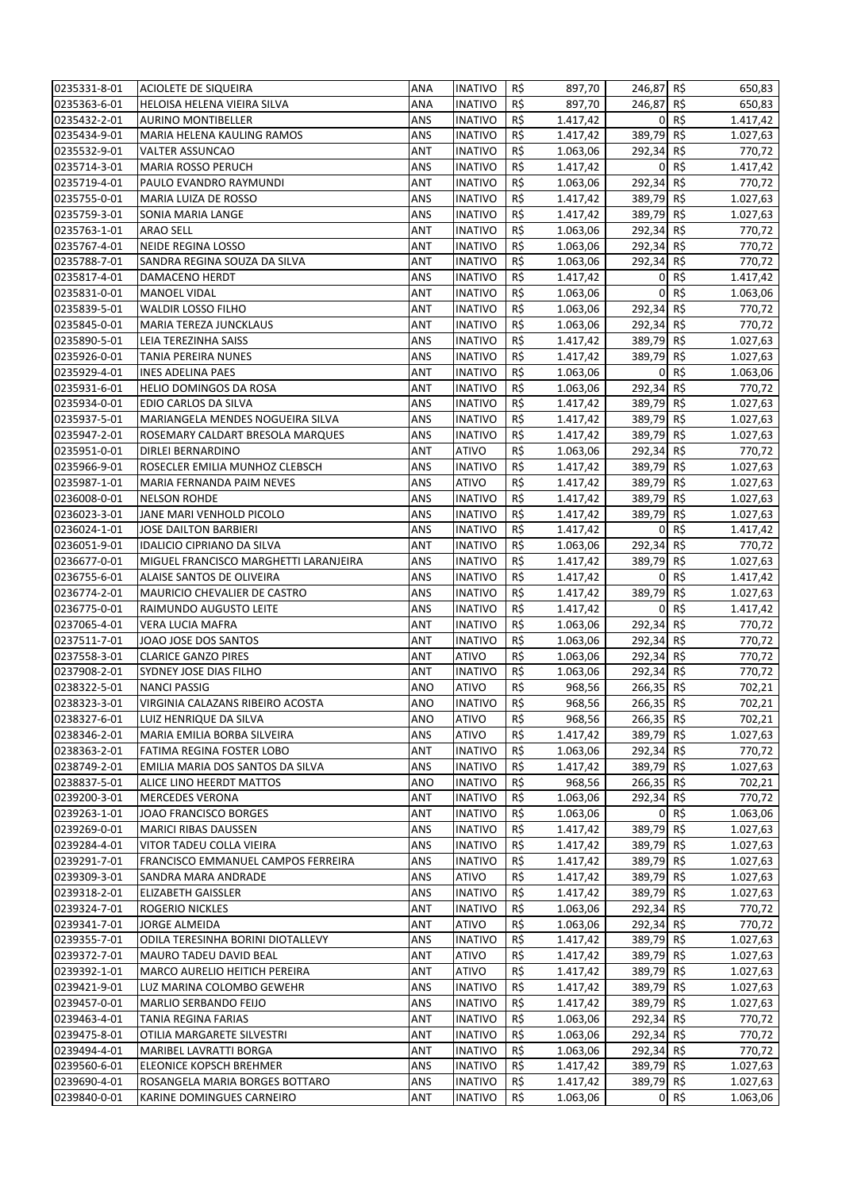| | | | | | | | | |
|---|---|---|---|---|---|---|---|---|
| 0235331-8-01 | ACIOLETE DE SIQUEIRA | ANA | INATIVO | R$ | 897,70 | 246,87 | R$ | 650,83 |
| 0235363-6-01 | HELOISA HELENA VIEIRA SILVA | ANA | INATIVO | R$ | 897,70 | 246,87 | R$ | 650,83 |
| 0235432-2-01 | AURINO MONTIBELLER | ANS | INATIVO | R$ | 1.417,42 | 0 | R$ | 1.417,42 |
| 0235434-9-01 | MARIA HELENA KAULING RAMOS | ANS | INATIVO | R$ | 1.417,42 | 389,79 | R$ | 1.027,63 |
| 0235532-9-01 | VALTER ASSUNCAO | ANT | INATIVO | R$ | 1.063,06 | 292,34 | R$ | 770,72 |
| 0235714-3-01 | MARIA ROSSO PERUCH | ANS | INATIVO | R$ | 1.417,42 | 0 | R$ | 1.417,42 |
| 0235719-4-01 | PAULO EVANDRO RAYMUNDI | ANT | INATIVO | R$ | 1.063,06 | 292,34 | R$ | 770,72 |
| 0235755-0-01 | MARIA LUIZA DE ROSSO | ANS | INATIVO | R$ | 1.417,42 | 389,79 | R$ | 1.027,63 |
| 0235759-3-01 | SONIA MARIA LANGE | ANS | INATIVO | R$ | 1.417,42 | 389,79 | R$ | 1.027,63 |
| 0235763-1-01 | ARAO SELL | ANT | INATIVO | R$ | 1.063,06 | 292,34 | R$ | 770,72 |
| 0235767-4-01 | NEIDE REGINA LOSSO | ANT | INATIVO | R$ | 1.063,06 | 292,34 | R$ | 770,72 |
| 0235788-7-01 | SANDRA REGINA SOUZA DA SILVA | ANT | INATIVO | R$ | 1.063,06 | 292,34 | R$ | 770,72 |
| 0235817-4-01 | DAMACENO HERDT | ANS | INATIVO | R$ | 1.417,42 | 0 | R$ | 1.417,42 |
| 0235831-0-01 | MANOEL VIDAL | ANT | INATIVO | R$ | 1.063,06 | 0 | R$ | 1.063,06 |
| 0235839-5-01 | WALDIR LOSSO FILHO | ANT | INATIVO | R$ | 1.063,06 | 292,34 | R$ | 770,72 |
| 0235845-0-01 | MARIA TEREZA JUNCKLAUS | ANT | INATIVO | R$ | 1.063,06 | 292,34 | R$ | 770,72 |
| 0235890-5-01 | LEIA TEREZINHA SAISS | ANS | INATIVO | R$ | 1.417,42 | 389,79 | R$ | 1.027,63 |
| 0235926-0-01 | TANIA PEREIRA NUNES | ANS | INATIVO | R$ | 1.417,42 | 389,79 | R$ | 1.027,63 |
| 0235929-4-01 | INES ADELINA PAES | ANT | INATIVO | R$ | 1.063,06 | 0 | R$ | 1.063,06 |
| 0235931-6-01 | HELIO DOMINGOS DA ROSA | ANT | INATIVO | R$ | 1.063,06 | 292,34 | R$ | 770,72 |
| 0235934-0-01 | EDIO CARLOS DA SILVA | ANS | INATIVO | R$ | 1.417,42 | 389,79 | R$ | 1.027,63 |
| 0235937-5-01 | MARIANGELA MENDES NOGUEIRA SILVA | ANS | INATIVO | R$ | 1.417,42 | 389,79 | R$ | 1.027,63 |
| 0235947-2-01 | ROSEMARY CALDART BRESOLA MARQUES | ANS | INATIVO | R$ | 1.417,42 | 389,79 | R$ | 1.027,63 |
| 0235951-0-01 | DIRLEI BERNARDINO | ANT | ATIVO | R$ | 1.063,06 | 292,34 | R$ | 770,72 |
| 0235966-9-01 | ROSECLER EMILIA MUNHOZ CLEBSCH | ANS | INATIVO | R$ | 1.417,42 | 389,79 | R$ | 1.027,63 |
| 0235987-1-01 | MARIA FERNANDA PAIM NEVES | ANS | ATIVO | R$ | 1.417,42 | 389,79 | R$ | 1.027,63 |
| 0236008-0-01 | NELSON ROHDE | ANS | INATIVO | R$ | 1.417,42 | 389,79 | R$ | 1.027,63 |
| 0236023-3-01 | JANE MARI VENHOLD PICOLO | ANS | INATIVO | R$ | 1.417,42 | 389,79 | R$ | 1.027,63 |
| 0236024-1-01 | JOSE DAILTON BARBIERI | ANS | INATIVO | R$ | 1.417,42 | 0 | R$ | 1.417,42 |
| 0236051-9-01 | IDALICIO CIPRIANO DA SILVA | ANT | INATIVO | R$ | 1.063,06 | 292,34 | R$ | 770,72 |
| 0236677-0-01 | MIGUEL FRANCISCO MARGHETTI LARANJEIRA | ANS | INATIVO | R$ | 1.417,42 | 389,79 | R$ | 1.027,63 |
| 0236755-6-01 | ALAISE SANTOS DE OLIVEIRA | ANS | INATIVO | R$ | 1.417,42 | 0 | R$ | 1.417,42 |
| 0236774-2-01 | MAURICIO CHEVALIER DE CASTRO | ANS | INATIVO | R$ | 1.417,42 | 389,79 | R$ | 1.027,63 |
| 0236775-0-01 | RAIMUNDO AUGUSTO LEITE | ANS | INATIVO | R$ | 1.417,42 | 0 | R$ | 1.417,42 |
| 0237065-4-01 | VERA LUCIA MAFRA | ANT | INATIVO | R$ | 1.063,06 | 292,34 | R$ | 770,72 |
| 0237511-7-01 | JOAO JOSE DOS SANTOS | ANT | INATIVO | R$ | 1.063,06 | 292,34 | R$ | 770,72 |
| 0237558-3-01 | CLARICE GANZO PIRES | ANT | ATIVO | R$ | 1.063,06 | 292,34 | R$ | 770,72 |
| 0237908-2-01 | SYDNEY JOSE DIAS FILHO | ANT | INATIVO | R$ | 1.063,06 | 292,34 | R$ | 770,72 |
| 0238322-5-01 | NANCI PASSIG | ANO | ATIVO | R$ | 968,56 | 266,35 | R$ | 702,21 |
| 0238323-3-01 | VIRGINIA CALAZANS RIBEIRO ACOSTA | ANO | INATIVO | R$ | 968,56 | 266,35 | R$ | 702,21 |
| 0238327-6-01 | LUIZ HENRIQUE DA SILVA | ANO | ATIVO | R$ | 968,56 | 266,35 | R$ | 702,21 |
| 0238346-2-01 | MARIA EMILIA BORBA SILVEIRA | ANS | ATIVO | R$ | 1.417,42 | 389,79 | R$ | 1.027,63 |
| 0238363-2-01 | FATIMA REGINA FOSTER LOBO | ANT | INATIVO | R$ | 1.063,06 | 292,34 | R$ | 770,72 |
| 0238749-2-01 | EMILIA MARIA DOS SANTOS DA SILVA | ANS | INATIVO | R$ | 1.417,42 | 389,79 | R$ | 1.027,63 |
| 0238837-5-01 | ALICE LINO HEERDT MATTOS | ANO | INATIVO | R$ | 968,56 | 266,35 | R$ | 702,21 |
| 0239200-3-01 | MERCEDES VERONA | ANT | INATIVO | R$ | 1.063,06 | 292,34 | R$ | 770,72 |
| 0239263-1-01 | JOAO FRANCISCO BORGES | ANT | INATIVO | R$ | 1.063,06 | 0 | R$ | 1.063,06 |
| 0239269-0-01 | MARICI RIBAS DAUSSEN | ANS | INATIVO | R$ | 1.417,42 | 389,79 | R$ | 1.027,63 |
| 0239284-4-01 | VITOR TADEU COLLA VIEIRA | ANS | INATIVO | R$ | 1.417,42 | 389,79 | R$ | 1.027,63 |
| 0239291-7-01 | FRANCISCO EMMANUEL CAMPOS FERREIRA | ANS | INATIVO | R$ | 1.417,42 | 389,79 | R$ | 1.027,63 |
| 0239309-3-01 | SANDRA MARA ANDRADE | ANS | ATIVO | R$ | 1.417,42 | 389,79 | R$ | 1.027,63 |
| 0239318-2-01 | ELIZABETH GAISSLER | ANS | INATIVO | R$ | 1.417,42 | 389,79 | R$ | 1.027,63 |
| 0239324-7-01 | ROGERIO NICKLES | ANT | INATIVO | R$ | 1.063,06 | 292,34 | R$ | 770,72 |
| 0239341-7-01 | JORGE ALMEIDA | ANT | ATIVO | R$ | 1.063,06 | 292,34 | R$ | 770,72 |
| 0239355-7-01 | ODILA TERESINHA BORINI DIOTALLEVY | ANS | INATIVO | R$ | 1.417,42 | 389,79 | R$ | 1.027,63 |
| 0239372-7-01 | MAURO TADEU DAVID BEAL | ANT | ATIVO | R$ | 1.417,42 | 389,79 | R$ | 1.027,63 |
| 0239392-1-01 | MARCO AURELIO HEITICH PEREIRA | ANT | ATIVO | R$ | 1.417,42 | 389,79 | R$ | 1.027,63 |
| 0239421-9-01 | LUZ MARINA COLOMBO GEWEHR | ANS | INATIVO | R$ | 1.417,42 | 389,79 | R$ | 1.027,63 |
| 0239457-0-01 | MARLIO SERBANDO FEIJO | ANS | INATIVO | R$ | 1.417,42 | 389,79 | R$ | 1.027,63 |
| 0239463-4-01 | TANIA REGINA FARIAS | ANT | INATIVO | R$ | 1.063,06 | 292,34 | R$ | 770,72 |
| 0239475-8-01 | OTILIA MARGARETE SILVESTRI | ANT | INATIVO | R$ | 1.063,06 | 292,34 | R$ | 770,72 |
| 0239494-4-01 | MARIBEL LAVRATTI BORGA | ANT | INATIVO | R$ | 1.063,06 | 292,34 | R$ | 770,72 |
| 0239560-6-01 | ELEONICE KOPSCH BREHMER | ANS | INATIVO | R$ | 1.417,42 | 389,79 | R$ | 1.027,63 |
| 0239690-4-01 | ROSANGELA MARIA BORGES BOTTARO | ANS | INATIVO | R$ | 1.417,42 | 389,79 | R$ | 1.027,63 |
| 0239840-0-01 | KARINE DOMINGUES CARNEIRO | ANT | INATIVO | R$ | 1.063,06 | 0 | R$ | 1.063,06 |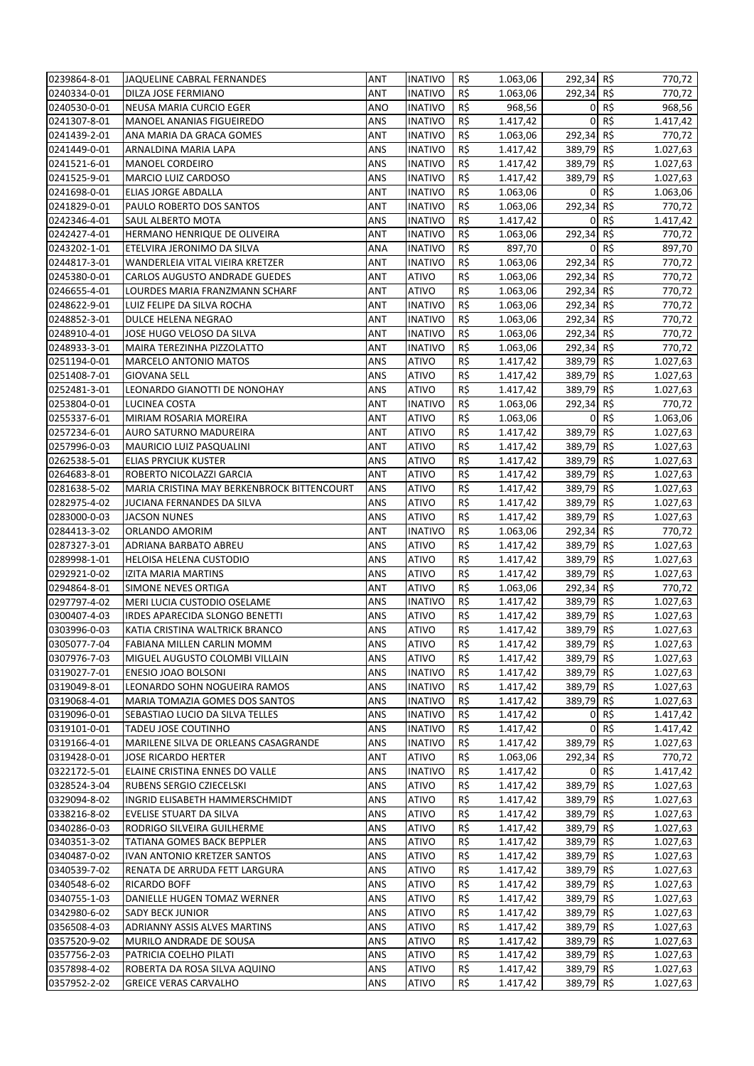| | | | | | | | | |
|---|---|---|---|---|---|---|---|---|
| 0239864-8-01 | JAQUELINE CABRAL FERNANDES | ANT | INATIVO | R$ | 1.063,06 | 292,34 | R$ | 770,72 |
| 0240334-0-01 | DILZA JOSE FERMIANO | ANT | INATIVO | R$ | 1.063,06 | 292,34 | R$ | 770,72 |
| 0240530-0-01 | NEUSA MARIA CURCIO EGER | ANO | INATIVO | R$ | 968,56 | 0 | R$ | 968,56 |
| 0241307-8-01 | MANOEL ANANIAS FIGUEIREDO | ANS | INATIVO | R$ | 1.417,42 | 0 | R$ | 1.417,42 |
| 0241439-2-01 | ANA MARIA DA GRACA GOMES | ANT | INATIVO | R$ | 1.063,06 | 292,34 | R$ | 770,72 |
| 0241449-0-01 | ARNALDINA MARIA LAPA | ANS | INATIVO | R$ | 1.417,42 | 389,79 | R$ | 1.027,63 |
| 0241521-6-01 | MANOEL CORDEIRO | ANS | INATIVO | R$ | 1.417,42 | 389,79 | R$ | 1.027,63 |
| 0241525-9-01 | MARCIO LUIZ CARDOSO | ANS | INATIVO | R$ | 1.417,42 | 389,79 | R$ | 1.027,63 |
| 0241698-0-01 | ELIAS JORGE ABDALLA | ANT | INATIVO | R$ | 1.063,06 | 0 | R$ | 1.063,06 |
| 0241829-0-01 | PAULO ROBERTO DOS SANTOS | ANT | INATIVO | R$ | 1.063,06 | 292,34 | R$ | 770,72 |
| 0242346-4-01 | SAUL ALBERTO MOTA | ANS | INATIVO | R$ | 1.417,42 | 0 | R$ | 1.417,42 |
| 0242427-4-01 | HERMANO HENRIQUE DE OLIVEIRA | ANT | INATIVO | R$ | 1.063,06 | 292,34 | R$ | 770,72 |
| 0243202-1-01 | ETELVIRA JERONIMO DA SILVA | ANA | INATIVO | R$ | 897,70 | 0 | R$ | 897,70 |
| 0244817-3-01 | WANDERLEIA VITAL VIEIRA KRETZER | ANT | INATIVO | R$ | 1.063,06 | 292,34 | R$ | 770,72 |
| 0245380-0-01 | CARLOS AUGUSTO ANDRADE GUEDES | ANT | ATIVO | R$ | 1.063,06 | 292,34 | R$ | 770,72 |
| 0246655-4-01 | LOURDES MARIA FRANZMANN SCHARF | ANT | ATIVO | R$ | 1.063,06 | 292,34 | R$ | 770,72 |
| 0248622-9-01 | LUIZ FELIPE DA SILVA ROCHA | ANT | INATIVO | R$ | 1.063,06 | 292,34 | R$ | 770,72 |
| 0248852-3-01 | DULCE HELENA NEGRAO | ANT | INATIVO | R$ | 1.063,06 | 292,34 | R$ | 770,72 |
| 0248910-4-01 | JOSE HUGO VELOSO DA SILVA | ANT | INATIVO | R$ | 1.063,06 | 292,34 | R$ | 770,72 |
| 0248933-3-01 | MAIRA TEREZINHA PIZZOLATTO | ANT | INATIVO | R$ | 1.063,06 | 292,34 | R$ | 770,72 |
| 0251194-0-01 | MARCELO ANTONIO MATOS | ANS | ATIVO | R$ | 1.417,42 | 389,79 | R$ | 1.027,63 |
| 0251408-7-01 | GIOVANA SELL | ANS | ATIVO | R$ | 1.417,42 | 389,79 | R$ | 1.027,63 |
| 0252481-3-01 | LEONARDO GIANOTTI DE NONOHAY | ANS | ATIVO | R$ | 1.417,42 | 389,79 | R$ | 1.027,63 |
| 0253804-0-01 | LUCINEA COSTA | ANT | INATIVO | R$ | 1.063,06 | 292,34 | R$ | 770,72 |
| 0255337-6-01 | MIRIAM ROSARIA MOREIRA | ANT | ATIVO | R$ | 1.063,06 | 0 | R$ | 1.063,06 |
| 0257234-6-01 | AURO SATURNO MADUREIRA | ANT | ATIVO | R$ | 1.417,42 | 389,79 | R$ | 1.027,63 |
| 0257996-0-03 | MAURICIO LUIZ PASQUALINI | ANT | ATIVO | R$ | 1.417,42 | 389,79 | R$ | 1.027,63 |
| 0262538-5-01 | ELIAS PRYCIUK KUSTER | ANS | ATIVO | R$ | 1.417,42 | 389,79 | R$ | 1.027,63 |
| 0264683-8-01 | ROBERTO NICOLAZZI GARCIA | ANT | ATIVO | R$ | 1.417,42 | 389,79 | R$ | 1.027,63 |
| 0281638-5-02 | MARIA CRISTINA MAY BERKENBROCK BITTENCOURT | ANS | ATIVO | R$ | 1.417,42 | 389,79 | R$ | 1.027,63 |
| 0282975-4-02 | JUCIANA FERNANDES DA SILVA | ANS | ATIVO | R$ | 1.417,42 | 389,79 | R$ | 1.027,63 |
| 0283000-0-03 | JACSON NUNES | ANS | ATIVO | R$ | 1.417,42 | 389,79 | R$ | 1.027,63 |
| 0284413-3-02 | ORLANDO AMORIM | ANT | INATIVO | R$ | 1.063,06 | 292,34 | R$ | 770,72 |
| 0287327-3-01 | ADRIANA BARBATO ABREU | ANS | ATIVO | R$ | 1.417,42 | 389,79 | R$ | 1.027,63 |
| 0289998-1-01 | HELOISA HELENA CUSTODIO | ANS | ATIVO | R$ | 1.417,42 | 389,79 | R$ | 1.027,63 |
| 0292921-0-02 | IZITA MARIA MARTINS | ANS | ATIVO | R$ | 1.417,42 | 389,79 | R$ | 1.027,63 |
| 0294864-8-01 | SIMONE NEVES ORTIGA | ANT | ATIVO | R$ | 1.063,06 | 292,34 | R$ | 770,72 |
| 0297797-4-02 | MERI LUCIA CUSTODIO OSELAME | ANS | INATIVO | R$ | 1.417,42 | 389,79 | R$ | 1.027,63 |
| 0300407-4-03 | IRDES APARECIDA SLONGO BENETTI | ANS | ATIVO | R$ | 1.417,42 | 389,79 | R$ | 1.027,63 |
| 0303996-0-03 | KATIA CRISTINA WALTRICK BRANCO | ANS | ATIVO | R$ | 1.417,42 | 389,79 | R$ | 1.027,63 |
| 0305077-7-04 | FABIANA MILLEN CARLIN MOMM | ANS | ATIVO | R$ | 1.417,42 | 389,79 | R$ | 1.027,63 |
| 0307976-7-03 | MIGUEL AUGUSTO COLOMBI VILLAIN | ANS | ATIVO | R$ | 1.417,42 | 389,79 | R$ | 1.027,63 |
| 0319027-7-01 | ENESIO JOAO BOLSONI | ANS | INATIVO | R$ | 1.417,42 | 389,79 | R$ | 1.027,63 |
| 0319049-8-01 | LEONARDO SOHN NOGUEIRA RAMOS | ANS | INATIVO | R$ | 1.417,42 | 389,79 | R$ | 1.027,63 |
| 0319068-4-01 | MARIA TOMAZIA GOMES DOS SANTOS | ANS | INATIVO | R$ | 1.417,42 | 389,79 | R$ | 1.027,63 |
| 0319096-0-01 | SEBASTIAO LUCIO DA SILVA TELLES | ANS | INATIVO | R$ | 1.417,42 | 0 | R$ | 1.417,42 |
| 0319101-0-01 | TADEU JOSE COUTINHO | ANS | INATIVO | R$ | 1.417,42 | 0 | R$ | 1.417,42 |
| 0319166-4-01 | MARILENE SILVA DE ORLEANS CASAGRANDE | ANS | INATIVO | R$ | 1.417,42 | 389,79 | R$ | 1.027,63 |
| 0319428-0-01 | JOSE RICARDO HERTER | ANT | ATIVO | R$ | 1.063,06 | 292,34 | R$ | 770,72 |
| 0322172-5-01 | ELAINE CRISTINA ENNES DO VALLE | ANS | INATIVO | R$ | 1.417,42 | 0 | R$ | 1.417,42 |
| 0328524-3-04 | RUBENS SERGIO CZIECELSKI | ANS | ATIVO | R$ | 1.417,42 | 389,79 | R$ | 1.027,63 |
| 0329094-8-02 | INGRID ELISABETH HAMMERSCHMIDT | ANS | ATIVO | R$ | 1.417,42 | 389,79 | R$ | 1.027,63 |
| 0338216-8-02 | EVELISE STUART DA SILVA | ANS | ATIVO | R$ | 1.417,42 | 389,79 | R$ | 1.027,63 |
| 0340286-0-03 | RODRIGO SILVEIRA GUILHERME | ANS | ATIVO | R$ | 1.417,42 | 389,79 | R$ | 1.027,63 |
| 0340351-3-02 | TATIANA GOMES BACK BEPPLER | ANS | ATIVO | R$ | 1.417,42 | 389,79 | R$ | 1.027,63 |
| 0340487-0-02 | IVAN ANTONIO KRETZER SANTOS | ANS | ATIVO | R$ | 1.417,42 | 389,79 | R$ | 1.027,63 |
| 0340539-7-02 | RENATA DE ARRUDA FETT LARGURA | ANS | ATIVO | R$ | 1.417,42 | 389,79 | R$ | 1.027,63 |
| 0340548-6-02 | RICARDO BOFF | ANS | ATIVO | R$ | 1.417,42 | 389,79 | R$ | 1.027,63 |
| 0340755-1-03 | DANIELLE HUGEN TOMAZ WERNER | ANS | ATIVO | R$ | 1.417,42 | 389,79 | R$ | 1.027,63 |
| 0342980-6-02 | SADY BECK JUNIOR | ANS | ATIVO | R$ | 1.417,42 | 389,79 | R$ | 1.027,63 |
| 0356508-4-03 | ADRIANNY ASSIS ALVES MARTINS | ANS | ATIVO | R$ | 1.417,42 | 389,79 | R$ | 1.027,63 |
| 0357520-9-02 | MURILO ANDRADE DE SOUSA | ANS | ATIVO | R$ | 1.417,42 | 389,79 | R$ | 1.027,63 |
| 0357756-2-03 | PATRICIA COELHO PILATI | ANS | ATIVO | R$ | 1.417,42 | 389,79 | R$ | 1.027,63 |
| 0357898-4-02 | ROBERTA DA ROSA SILVA AQUINO | ANS | ATIVO | R$ | 1.417,42 | 389,79 | R$ | 1.027,63 |
| 0357952-2-02 | GREICE VERAS CARVALHO | ANS | ATIVO | R$ | 1.417,42 | 389,79 | R$ | 1.027,63 |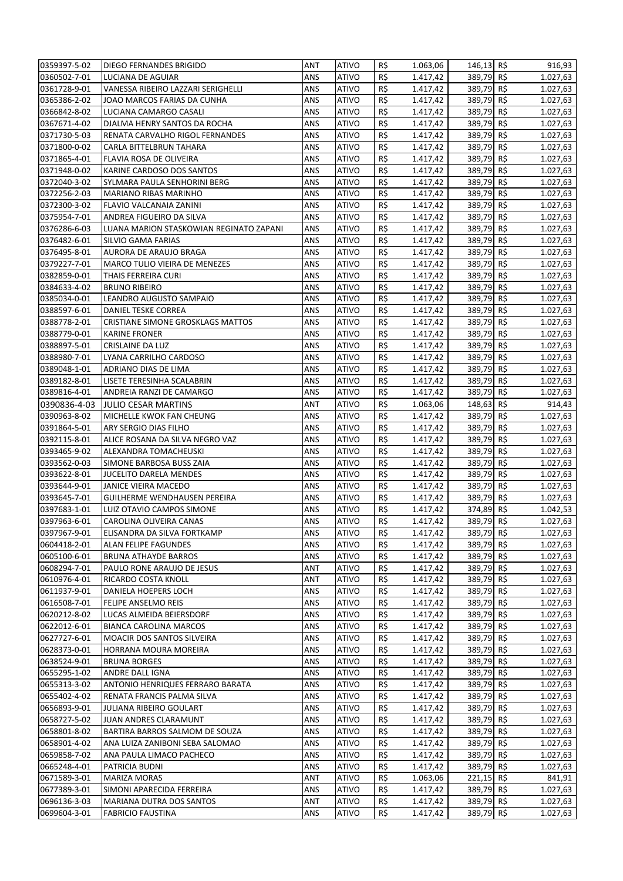| | | | | | | | | |
|---|---|---|---|---|---|---|---|---|
| 0359397-5-02 | DIEGO FERNANDES BRIGIDO | ANT | ATIVO | R$ | 1.063,06 | 146,13 | R$ | 916,93 |
| 0360502-7-01 | LUCIANA DE AGUIAR | ANS | ATIVO | R$ | 1.417,42 | 389,79 | R$ | 1.027,63 |
| 0361728-9-01 | VANESSA RIBEIRO LAZZARI SERIGHELLI | ANS | ATIVO | R$ | 1.417,42 | 389,79 | R$ | 1.027,63 |
| 0365386-2-02 | JOAO MARCOS FARIAS DA CUNHA | ANS | ATIVO | R$ | 1.417,42 | 389,79 | R$ | 1.027,63 |
| 0366842-8-02 | LUCIANA CAMARGO CASALI | ANS | ATIVO | R$ | 1.417,42 | 389,79 | R$ | 1.027,63 |
| 0367671-4-02 | DJALMA HENRY SANTOS DA ROCHA | ANS | ATIVO | R$ | 1.417,42 | 389,79 | R$ | 1.027,63 |
| 0371730-5-03 | RENATA CARVALHO RIGOL FERNANDES | ANS | ATIVO | R$ | 1.417,42 | 389,79 | R$ | 1.027,63 |
| 0371800-0-02 | CARLA BITTELBRUN TAHARA | ANS | ATIVO | R$ | 1.417,42 | 389,79 | R$ | 1.027,63 |
| 0371865-4-01 | FLAVIA ROSA DE OLIVEIRA | ANS | ATIVO | R$ | 1.417,42 | 389,79 | R$ | 1.027,63 |
| 0371948-0-02 | KARINE CARDOSO DOS SANTOS | ANS | ATIVO | R$ | 1.417,42 | 389,79 | R$ | 1.027,63 |
| 0372040-3-02 | SYLMARA PAULA SENHORINI BERG | ANS | ATIVO | R$ | 1.417,42 | 389,79 | R$ | 1.027,63 |
| 0372256-2-03 | MARIANO RIBAS MARINHO | ANS | ATIVO | R$ | 1.417,42 | 389,79 | R$ | 1.027,63 |
| 0372300-3-02 | FLAVIO VALCANAIA ZANINI | ANS | ATIVO | R$ | 1.417,42 | 389,79 | R$ | 1.027,63 |
| 0375954-7-01 | ANDREA FIGUEIRO DA SILVA | ANS | ATIVO | R$ | 1.417,42 | 389,79 | R$ | 1.027,63 |
| 0376286-6-03 | LUANA MARION STASKOWIAN REGINATO ZAPANI | ANS | ATIVO | R$ | 1.417,42 | 389,79 | R$ | 1.027,63 |
| 0376482-6-01 | SILVIO GAMA FARIAS | ANS | ATIVO | R$ | 1.417,42 | 389,79 | R$ | 1.027,63 |
| 0376495-8-01 | AURORA DE ARAUJO BRAGA | ANS | ATIVO | R$ | 1.417,42 | 389,79 | R$ | 1.027,63 |
| 0379227-7-01 | MARCO TULIO VIEIRA DE MENEZES | ANS | ATIVO | R$ | 1.417,42 | 389,79 | R$ | 1.027,63 |
| 0382859-0-01 | THAIS FERREIRA CURI | ANS | ATIVO | R$ | 1.417,42 | 389,79 | R$ | 1.027,63 |
| 0384633-4-02 | BRUNO RIBEIRO | ANS | ATIVO | R$ | 1.417,42 | 389,79 | R$ | 1.027,63 |
| 0385034-0-01 | LEANDRO AUGUSTO SAMPAIO | ANS | ATIVO | R$ | 1.417,42 | 389,79 | R$ | 1.027,63 |
| 0388597-6-01 | DANIEL TESKE CORREA | ANS | ATIVO | R$ | 1.417,42 | 389,79 | R$ | 1.027,63 |
| 0388778-2-01 | CRISTIANE SIMONE GROSKLAGS MATTOS | ANS | ATIVO | R$ | 1.417,42 | 389,79 | R$ | 1.027,63 |
| 0388779-0-01 | KARINE FRONER | ANS | ATIVO | R$ | 1.417,42 | 389,79 | R$ | 1.027,63 |
| 0388897-5-01 | CRISLAINE DA LUZ | ANS | ATIVO | R$ | 1.417,42 | 389,79 | R$ | 1.027,63 |
| 0388980-7-01 | LYANA CARRILHO CARDOSO | ANS | ATIVO | R$ | 1.417,42 | 389,79 | R$ | 1.027,63 |
| 0389048-1-01 | ADRIANO DIAS DE LIMA | ANS | ATIVO | R$ | 1.417,42 | 389,79 | R$ | 1.027,63 |
| 0389182-8-01 | LISETE TERESINHA SCALABRIN | ANS | ATIVO | R$ | 1.417,42 | 389,79 | R$ | 1.027,63 |
| 0389816-4-01 | ANDREIA RANZI DE CAMARGO | ANS | ATIVO | R$ | 1.417,42 | 389,79 | R$ | 1.027,63 |
| 0390836-4-03 | JULIO CESAR MARTINS | ANT | ATIVO | R$ | 1.063,06 | 148,63 | R$ | 914,43 |
| 0390963-8-02 | MICHELLE KWOK FAN CHEUNG | ANS | ATIVO | R$ | 1.417,42 | 389,79 | R$ | 1.027,63 |
| 0391864-5-01 | ARY SERGIO DIAS FILHO | ANS | ATIVO | R$ | 1.417,42 | 389,79 | R$ | 1.027,63 |
| 0392115-8-01 | ALICE ROSANA DA SILVA NEGRO VAZ | ANS | ATIVO | R$ | 1.417,42 | 389,79 | R$ | 1.027,63 |
| 0393465-9-02 | ALEXANDRA TOMACHEUSKI | ANS | ATIVO | R$ | 1.417,42 | 389,79 | R$ | 1.027,63 |
| 0393562-0-03 | SIMONE BARBOSA BUSS ZAIA | ANS | ATIVO | R$ | 1.417,42 | 389,79 | R$ | 1.027,63 |
| 0393622-8-01 | JUCELITO DARELA MENDES | ANS | ATIVO | R$ | 1.417,42 | 389,79 | R$ | 1.027,63 |
| 0393644-9-01 | JANICE VIEIRA MACEDO | ANS | ATIVO | R$ | 1.417,42 | 389,79 | R$ | 1.027,63 |
| 0393645-7-01 | GUILHERME WENDHAUSEN PEREIRA | ANS | ATIVO | R$ | 1.417,42 | 389,79 | R$ | 1.027,63 |
| 0397683-1-01 | LUIZ OTAVIO CAMPOS SIMONE | ANS | ATIVO | R$ | 1.417,42 | 374,89 | R$ | 1.042,53 |
| 0397963-6-01 | CAROLINA OLIVEIRA CANAS | ANS | ATIVO | R$ | 1.417,42 | 389,79 | R$ | 1.027,63 |
| 0397967-9-01 | ELISANDRA DA SILVA FORTKAMP | ANS | ATIVO | R$ | 1.417,42 | 389,79 | R$ | 1.027,63 |
| 0604418-2-01 | ALAN FELIPE FAGUNDES | ANS | ATIVO | R$ | 1.417,42 | 389,79 | R$ | 1.027,63 |
| 0605100-6-01 | BRUNA ATHAYDE BARROS | ANS | ATIVO | R$ | 1.417,42 | 389,79 | R$ | 1.027,63 |
| 0608294-7-01 | PAULO RONE ARAUJO DE JESUS | ANT | ATIVO | R$ | 1.417,42 | 389,79 | R$ | 1.027,63 |
| 0610976-4-01 | RICARDO COSTA KNOLL | ANT | ATIVO | R$ | 1.417,42 | 389,79 | R$ | 1.027,63 |
| 0611937-9-01 | DANIELA HOEPERS LOCH | ANS | ATIVO | R$ | 1.417,42 | 389,79 | R$ | 1.027,63 |
| 0616508-7-01 | FELIPE ANSELMO REIS | ANS | ATIVO | R$ | 1.417,42 | 389,79 | R$ | 1.027,63 |
| 0620212-8-02 | LUCAS ALMEIDA BEIERSDORF | ANS | ATIVO | R$ | 1.417,42 | 389,79 | R$ | 1.027,63 |
| 0622012-6-01 | BIANCA CAROLINA MARCOS | ANS | ATIVO | R$ | 1.417,42 | 389,79 | R$ | 1.027,63 |
| 0627727-6-01 | MOACIR DOS SANTOS SILVEIRA | ANS | ATIVO | R$ | 1.417,42 | 389,79 | R$ | 1.027,63 |
| 0628373-0-01 | HORRANA MOURA MOREIRA | ANS | ATIVO | R$ | 1.417,42 | 389,79 | R$ | 1.027,63 |
| 0638524-9-01 | BRUNA BORGES | ANS | ATIVO | R$ | 1.417,42 | 389,79 | R$ | 1.027,63 |
| 0655295-1-02 | ANDRE DALL IGNA | ANS | ATIVO | R$ | 1.417,42 | 389,79 | R$ | 1.027,63 |
| 0655313-3-02 | ANTONIO HENRIQUES FERRARO BARATA | ANS | ATIVO | R$ | 1.417,42 | 389,79 | R$ | 1.027,63 |
| 0655402-4-02 | RENATA FRANCIS PALMA SILVA | ANS | ATIVO | R$ | 1.417,42 | 389,79 | R$ | 1.027,63 |
| 0656893-9-01 | JULIANA RIBEIRO GOULART | ANS | ATIVO | R$ | 1.417,42 | 389,79 | R$ | 1.027,63 |
| 0658727-5-02 | JUAN ANDRES CLARAMUNT | ANS | ATIVO | R$ | 1.417,42 | 389,79 | R$ | 1.027,63 |
| 0658801-8-02 | BARTIRA BARROS SALMOM DE SOUZA | ANS | ATIVO | R$ | 1.417,42 | 389,79 | R$ | 1.027,63 |
| 0658901-4-02 | ANA LUIZA ZANIBONI SEBA SALOMAO | ANS | ATIVO | R$ | 1.417,42 | 389,79 | R$ | 1.027,63 |
| 0659858-7-02 | ANA PAULA LIMACO PACHECO | ANS | ATIVO | R$ | 1.417,42 | 389,79 | R$ | 1.027,63 |
| 0665248-4-01 | PATRICIA BUDNI | ANS | ATIVO | R$ | 1.417,42 | 389,79 | R$ | 1.027,63 |
| 0671589-3-01 | MARIZA MORAS | ANT | ATIVO | R$ | 1.063,06 | 221,15 | R$ | 841,91 |
| 0677389-3-01 | SIMONI APARECIDA FERREIRA | ANS | ATIVO | R$ | 1.417,42 | 389,79 | R$ | 1.027,63 |
| 0696136-3-03 | MARIANA DUTRA DOS SANTOS | ANT | ATIVO | R$ | 1.417,42 | 389,79 | R$ | 1.027,63 |
| 0699604-3-01 | FABRICIO FAUSTINA | ANS | ATIVO | R$ | 1.417,42 | 389,79 | R$ | 1.027,63 |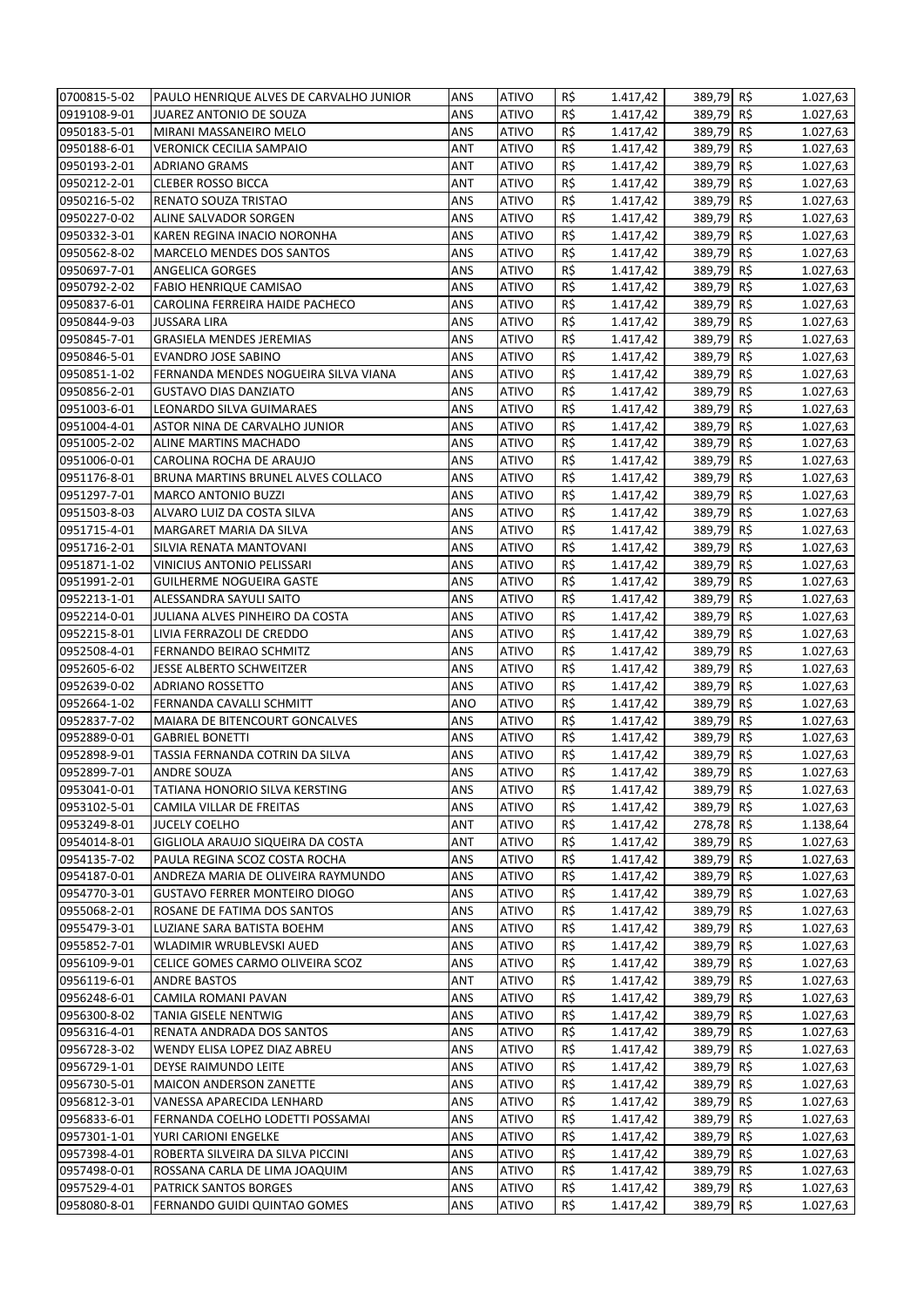| | | | | | | | | |
|---|---|---|---|---|---|---|---|---|
| 0700815-5-02 | PAULO HENRIQUE ALVES DE CARVALHO JUNIOR | ANS | ATIVO | R$ | 1.417,42 | 389,79 | R$ | 1.027,63 |
| 0919108-9-01 | JUAREZ ANTONIO DE SOUZA | ANS | ATIVO | R$ | 1.417,42 | 389,79 | R$ | 1.027,63 |
| 0950183-5-01 | MIRANI MASSANEIRO MELO | ANS | ATIVO | R$ | 1.417,42 | 389,79 | R$ | 1.027,63 |
| 0950188-6-01 | VERONICK CECILIA SAMPAIO | ANT | ATIVO | R$ | 1.417,42 | 389,79 | R$ | 1.027,63 |
| 0950193-2-01 | ADRIANO GRAMS | ANT | ATIVO | R$ | 1.417,42 | 389,79 | R$ | 1.027,63 |
| 0950212-2-01 | CLEBER ROSSO BICCA | ANT | ATIVO | R$ | 1.417,42 | 389,79 | R$ | 1.027,63 |
| 0950216-5-02 | RENATO SOUZA TRISTAO | ANS | ATIVO | R$ | 1.417,42 | 389,79 | R$ | 1.027,63 |
| 0950227-0-02 | ALINE SALVADOR SORGEN | ANS | ATIVO | R$ | 1.417,42 | 389,79 | R$ | 1.027,63 |
| 0950332-3-01 | KAREN REGINA INACIO NORONHA | ANS | ATIVO | R$ | 1.417,42 | 389,79 | R$ | 1.027,63 |
| 0950562-8-02 | MARCELO MENDES DOS SANTOS | ANS | ATIVO | R$ | 1.417,42 | 389,79 | R$ | 1.027,63 |
| 0950697-7-01 | ANGELICA GORGES | ANS | ATIVO | R$ | 1.417,42 | 389,79 | R$ | 1.027,63 |
| 0950792-2-02 | FABIO HENRIQUE CAMISAO | ANS | ATIVO | R$ | 1.417,42 | 389,79 | R$ | 1.027,63 |
| 0950837-6-01 | CAROLINA FERREIRA HAIDE PACHECO | ANS | ATIVO | R$ | 1.417,42 | 389,79 | R$ | 1.027,63 |
| 0950844-9-03 | JUSSARA LIRA | ANS | ATIVO | R$ | 1.417,42 | 389,79 | R$ | 1.027,63 |
| 0950845-7-01 | GRASIELA MENDES JEREMIAS | ANS | ATIVO | R$ | 1.417,42 | 389,79 | R$ | 1.027,63 |
| 0950846-5-01 | EVANDRO JOSE SABINO | ANS | ATIVO | R$ | 1.417,42 | 389,79 | R$ | 1.027,63 |
| 0950851-1-02 | FERNANDA MENDES NOGUEIRA SILVA VIANA | ANS | ATIVO | R$ | 1.417,42 | 389,79 | R$ | 1.027,63 |
| 0950856-2-01 | GUSTAVO DIAS DANZIATO | ANS | ATIVO | R$ | 1.417,42 | 389,79 | R$ | 1.027,63 |
| 0951003-6-01 | LEONARDO SILVA GUIMARAES | ANS | ATIVO | R$ | 1.417,42 | 389,79 | R$ | 1.027,63 |
| 0951004-4-01 | ASTOR NINA DE CARVALHO JUNIOR | ANS | ATIVO | R$ | 1.417,42 | 389,79 | R$ | 1.027,63 |
| 0951005-2-02 | ALINE MARTINS MACHADO | ANS | ATIVO | R$ | 1.417,42 | 389,79 | R$ | 1.027,63 |
| 0951006-0-01 | CAROLINA ROCHA DE ARAUJO | ANS | ATIVO | R$ | 1.417,42 | 389,79 | R$ | 1.027,63 |
| 0951176-8-01 | BRUNA MARTINS BRUNEL ALVES COLLACO | ANS | ATIVO | R$ | 1.417,42 | 389,79 | R$ | 1.027,63 |
| 0951297-7-01 | MARCO ANTONIO BUZZI | ANS | ATIVO | R$ | 1.417,42 | 389,79 | R$ | 1.027,63 |
| 0951503-8-03 | ALVARO LUIZ DA COSTA SILVA | ANS | ATIVO | R$ | 1.417,42 | 389,79 | R$ | 1.027,63 |
| 0951715-4-01 | MARGARET MARIA DA SILVA | ANS | ATIVO | R$ | 1.417,42 | 389,79 | R$ | 1.027,63 |
| 0951716-2-01 | SILVIA RENATA MANTOVANI | ANS | ATIVO | R$ | 1.417,42 | 389,79 | R$ | 1.027,63 |
| 0951871-1-02 | VINICIUS ANTONIO PELISSARI | ANS | ATIVO | R$ | 1.417,42 | 389,79 | R$ | 1.027,63 |
| 0951991-2-01 | GUILHERME NOGUEIRA GASTE | ANS | ATIVO | R$ | 1.417,42 | 389,79 | R$ | 1.027,63 |
| 0952213-1-01 | ALESSANDRA SAYULI SAITO | ANS | ATIVO | R$ | 1.417,42 | 389,79 | R$ | 1.027,63 |
| 0952214-0-01 | JULIANA ALVES PINHEIRO DA COSTA | ANS | ATIVO | R$ | 1.417,42 | 389,79 | R$ | 1.027,63 |
| 0952215-8-01 | LIVIA FERRAZOLI DE CREDDO | ANS | ATIVO | R$ | 1.417,42 | 389,79 | R$ | 1.027,63 |
| 0952508-4-01 | FERNANDO BEIRAO SCHMITZ | ANS | ATIVO | R$ | 1.417,42 | 389,79 | R$ | 1.027,63 |
| 0952605-6-02 | JESSE ALBERTO SCHWEITZER | ANS | ATIVO | R$ | 1.417,42 | 389,79 | R$ | 1.027,63 |
| 0952639-0-02 | ADRIANO ROSSETTO | ANS | ATIVO | R$ | 1.417,42 | 389,79 | R$ | 1.027,63 |
| 0952664-1-02 | FERNANDA CAVALLI SCHMITT | ANO | ATIVO | R$ | 1.417,42 | 389,79 | R$ | 1.027,63 |
| 0952837-7-02 | MAIARA DE BITENCOURT GONCALVES | ANS | ATIVO | R$ | 1.417,42 | 389,79 | R$ | 1.027,63 |
| 0952889-0-01 | GABRIEL BONETTI | ANS | ATIVO | R$ | 1.417,42 | 389,79 | R$ | 1.027,63 |
| 0952898-9-01 | TASSIA FERNANDA COTRIN DA SILVA | ANS | ATIVO | R$ | 1.417,42 | 389,79 | R$ | 1.027,63 |
| 0952899-7-01 | ANDRE SOUZA | ANS | ATIVO | R$ | 1.417,42 | 389,79 | R$ | 1.027,63 |
| 0953041-0-01 | TATIANA HONORIO SILVA KERSTING | ANS | ATIVO | R$ | 1.417,42 | 389,79 | R$ | 1.027,63 |
| 0953102-5-01 | CAMILA VILLAR DE FREITAS | ANS | ATIVO | R$ | 1.417,42 | 389,79 | R$ | 1.027,63 |
| 0953249-8-01 | JUCELY COELHO | ANT | ATIVO | R$ | 1.417,42 | 278,78 | R$ | 1.138,64 |
| 0954014-8-01 | GIGLIOLA ARAUJO SIQUEIRA DA COSTA | ANT | ATIVO | R$ | 1.417,42 | 389,79 | R$ | 1.027,63 |
| 0954135-7-02 | PAULA REGINA SCOZ COSTA ROCHA | ANS | ATIVO | R$ | 1.417,42 | 389,79 | R$ | 1.027,63 |
| 0954187-0-01 | ANDREZA MARIA DE OLIVEIRA RAYMUNDO | ANS | ATIVO | R$ | 1.417,42 | 389,79 | R$ | 1.027,63 |
| 0954770-3-01 | GUSTAVO FERRER MONTEIRO DIOGO | ANS | ATIVO | R$ | 1.417,42 | 389,79 | R$ | 1.027,63 |
| 0955068-2-01 | ROSANE DE FATIMA DOS SANTOS | ANS | ATIVO | R$ | 1.417,42 | 389,79 | R$ | 1.027,63 |
| 0955479-3-01 | LUZIANE SARA BATISTA BOEHM | ANS | ATIVO | R$ | 1.417,42 | 389,79 | R$ | 1.027,63 |
| 0955852-7-01 | WLADIMIR WRUBLEVSKI AUED | ANS | ATIVO | R$ | 1.417,42 | 389,79 | R$ | 1.027,63 |
| 0956109-9-01 | CELICE GOMES CARMO OLIVEIRA SCOZ | ANS | ATIVO | R$ | 1.417,42 | 389,79 | R$ | 1.027,63 |
| 0956119-6-01 | ANDRE BASTOS | ANT | ATIVO | R$ | 1.417,42 | 389,79 | R$ | 1.027,63 |
| 0956248-6-01 | CAMILA ROMANI PAVAN | ANS | ATIVO | R$ | 1.417,42 | 389,79 | R$ | 1.027,63 |
| 0956300-8-02 | TANIA GISELE NENTWIG | ANS | ATIVO | R$ | 1.417,42 | 389,79 | R$ | 1.027,63 |
| 0956316-4-01 | RENATA ANDRADA DOS SANTOS | ANS | ATIVO | R$ | 1.417,42 | 389,79 | R$ | 1.027,63 |
| 0956728-3-02 | WENDY ELISA LOPEZ DIAZ ABREU | ANS | ATIVO | R$ | 1.417,42 | 389,79 | R$ | 1.027,63 |
| 0956729-1-01 | DEYSE RAIMUNDO LEITE | ANS | ATIVO | R$ | 1.417,42 | 389,79 | R$ | 1.027,63 |
| 0956730-5-01 | MAICON ANDERSON ZANETTE | ANS | ATIVO | R$ | 1.417,42 | 389,79 | R$ | 1.027,63 |
| 0956812-3-01 | VANESSA APARECIDA LENHARD | ANS | ATIVO | R$ | 1.417,42 | 389,79 | R$ | 1.027,63 |
| 0956833-6-01 | FERNANDA COELHO LODETTI POSSAMAI | ANS | ATIVO | R$ | 1.417,42 | 389,79 | R$ | 1.027,63 |
| 0957301-1-01 | YURI CARIONI ENGELKE | ANS | ATIVO | R$ | 1.417,42 | 389,79 | R$ | 1.027,63 |
| 0957398-4-01 | ROBERTA SILVEIRA DA SILVA PICCINI | ANS | ATIVO | R$ | 1.417,42 | 389,79 | R$ | 1.027,63 |
| 0957498-0-01 | ROSSANA CARLA DE LIMA JOAQUIM | ANS | ATIVO | R$ | 1.417,42 | 389,79 | R$ | 1.027,63 |
| 0957529-4-01 | PATRICK SANTOS BORGES | ANS | ATIVO | R$ | 1.417,42 | 389,79 | R$ | 1.027,63 |
| 0958080-8-01 | FERNANDO GUIDI QUINTAO GOMES | ANS | ATIVO | R$ | 1.417,42 | 389,79 | R$ | 1.027,63 |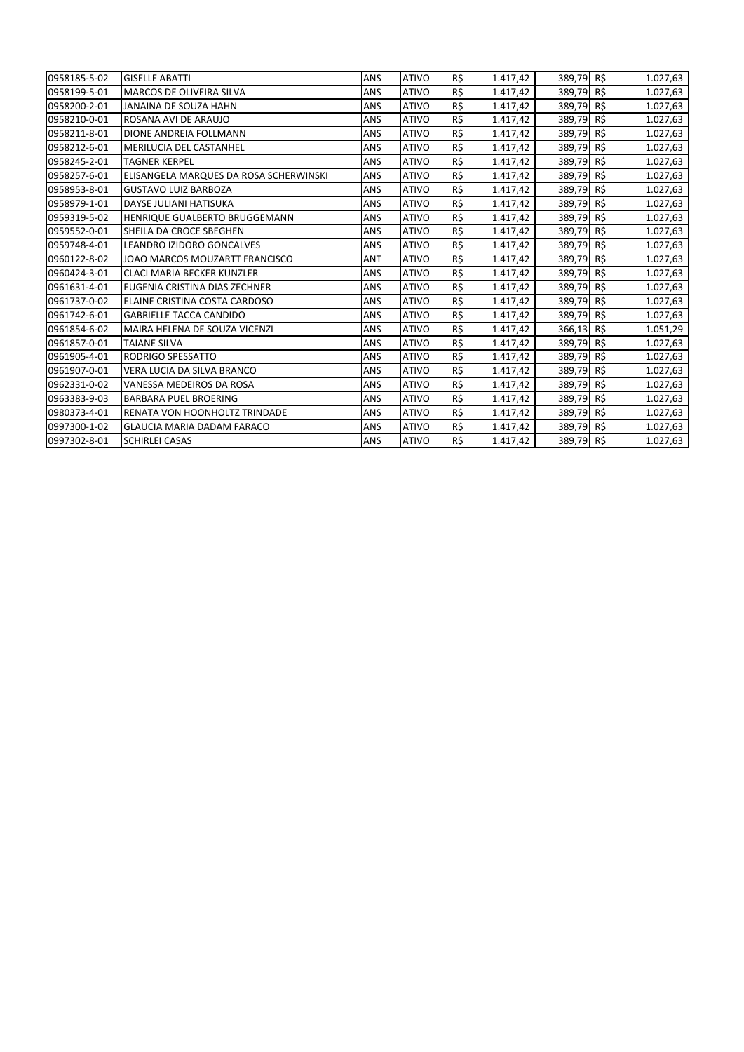| | | | | | | | | |
|---|---|---|---|---|---|---|---|---|
| 0958185-5-02 | GISELLE ABATTI | ANS | ATIVO | R$ | 1.417,42 | 389,79 | R$ | 1.027,63 |
| 0958199-5-01 | MARCOS DE OLIVEIRA SILVA | ANS | ATIVO | R$ | 1.417,42 | 389,79 | R$ | 1.027,63 |
| 0958200-2-01 | JANAINA DE SOUZA HAHN | ANS | ATIVO | R$ | 1.417,42 | 389,79 | R$ | 1.027,63 |
| 0958210-0-01 | ROSANA AVI DE ARAUJO | ANS | ATIVO | R$ | 1.417,42 | 389,79 | R$ | 1.027,63 |
| 0958211-8-01 | DIONE ANDREIA FOLLMANN | ANS | ATIVO | R$ | 1.417,42 | 389,79 | R$ | 1.027,63 |
| 0958212-6-01 | MERILUCIA DEL CASTANHEL | ANS | ATIVO | R$ | 1.417,42 | 389,79 | R$ | 1.027,63 |
| 0958245-2-01 | TAGNER KERPEL | ANS | ATIVO | R$ | 1.417,42 | 389,79 | R$ | 1.027,63 |
| 0958257-6-01 | ELISANGELA MARQUES DA ROSA SCHERWINSKI | ANS | ATIVO | R$ | 1.417,42 | 389,79 | R$ | 1.027,63 |
| 0958953-8-01 | GUSTAVO LUIZ BARBOZA | ANS | ATIVO | R$ | 1.417,42 | 389,79 | R$ | 1.027,63 |
| 0958979-1-01 | DAYSE JULIANI HATISUKA | ANS | ATIVO | R$ | 1.417,42 | 389,79 | R$ | 1.027,63 |
| 0959319-5-02 | HENRIQUE GUALBERTO BRUGGEMANN | ANS | ATIVO | R$ | 1.417,42 | 389,79 | R$ | 1.027,63 |
| 0959552-0-01 | SHEILA DA CROCE SBEGHEN | ANS | ATIVO | R$ | 1.417,42 | 389,79 | R$ | 1.027,63 |
| 0959748-4-01 | LEANDRO IZIDORO GONCALVES | ANS | ATIVO | R$ | 1.417,42 | 389,79 | R$ | 1.027,63 |
| 0960122-8-02 | JOAO MARCOS MOUZARTT FRANCISCO | ANT | ATIVO | R$ | 1.417,42 | 389,79 | R$ | 1.027,63 |
| 0960424-3-01 | CLACI MARIA BECKER KUNZLER | ANS | ATIVO | R$ | 1.417,42 | 389,79 | R$ | 1.027,63 |
| 0961631-4-01 | EUGENIA CRISTINA DIAS ZECHNER | ANS | ATIVO | R$ | 1.417,42 | 389,79 | R$ | 1.027,63 |
| 0961737-0-02 | ELAINE CRISTINA COSTA CARDOSO | ANS | ATIVO | R$ | 1.417,42 | 389,79 | R$ | 1.027,63 |
| 0961742-6-01 | GABRIELLE TACCA CANDIDO | ANS | ATIVO | R$ | 1.417,42 | 389,79 | R$ | 1.027,63 |
| 0961854-6-02 | MAIRA HELENA DE SOUZA VICENZI | ANS | ATIVO | R$ | 1.417,42 | 366,13 | R$ | 1.051,29 |
| 0961857-0-01 | TAIANE SILVA | ANS | ATIVO | R$ | 1.417,42 | 389,79 | R$ | 1.027,63 |
| 0961905-4-01 | RODRIGO SPESSATTO | ANS | ATIVO | R$ | 1.417,42 | 389,79 | R$ | 1.027,63 |
| 0961907-0-01 | VERA LUCIA DA SILVA BRANCO | ANS | ATIVO | R$ | 1.417,42 | 389,79 | R$ | 1.027,63 |
| 0962331-0-02 | VANESSA MEDEIROS DA ROSA | ANS | ATIVO | R$ | 1.417,42 | 389,79 | R$ | 1.027,63 |
| 0963383-9-03 | BARBARA PUEL BROERING | ANS | ATIVO | R$ | 1.417,42 | 389,79 | R$ | 1.027,63 |
| 0980373-4-01 | RENATA VON HOONHOLTZ TRINDADE | ANS | ATIVO | R$ | 1.417,42 | 389,79 | R$ | 1.027,63 |
| 0997300-1-02 | GLAUCIA MARIA DADAM FARACO | ANS | ATIVO | R$ | 1.417,42 | 389,79 | R$ | 1.027,63 |
| 0997302-8-01 | SCHIRLEI CASAS | ANS | ATIVO | R$ | 1.417,42 | 389,79 | R$ | 1.027,63 |